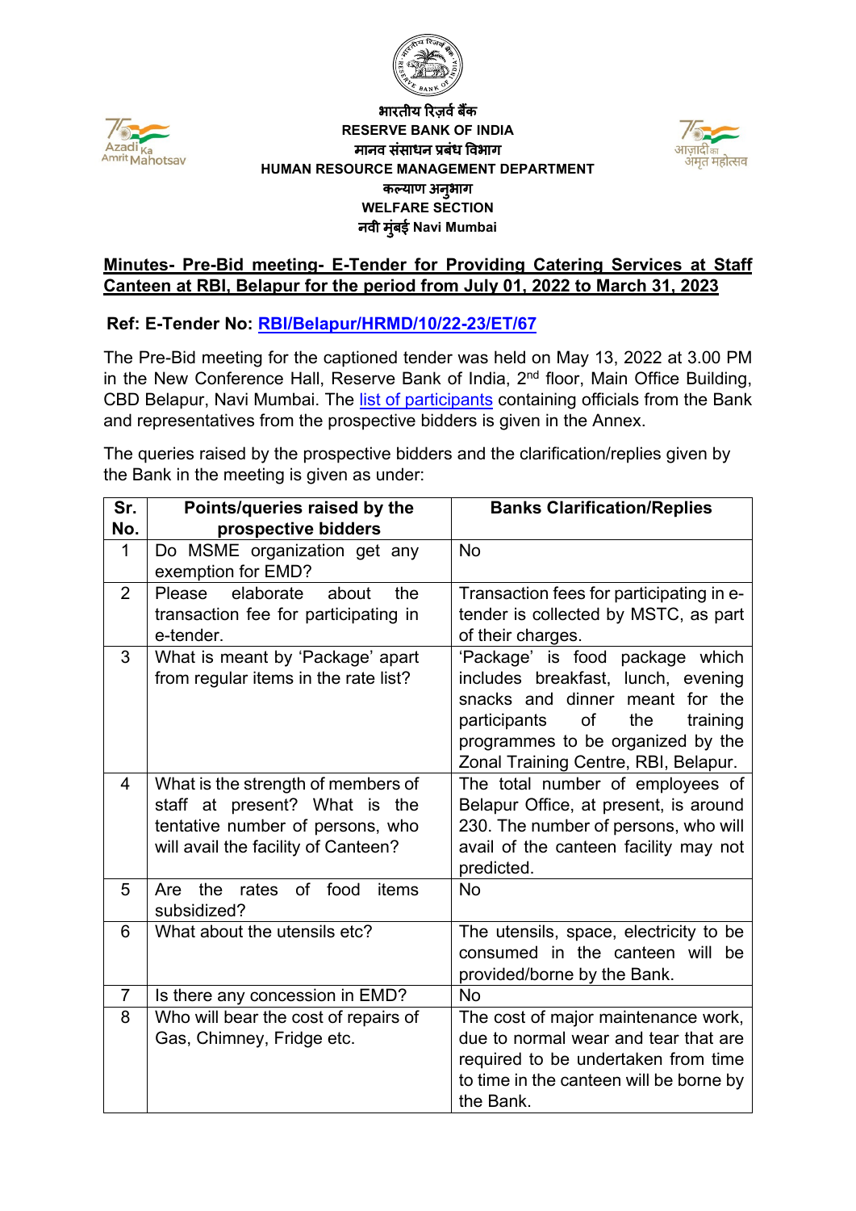भारतीय रिज़र्व बैंक
RESERVE BANK OF INDIA
मानव संसाधन प्रबंध विभाग
HUMAN RESOURCE MANAGEMENT DEPARTMENT
कल्याण अनुभाग
WELFARE SECTION
नवी मुंबई Navi Mumbai

**Minutes- Pre-Bid meeting- E-Tender for Providing Catering Services at Staff Canteen at RBI, Belapur for the period from July 01, 2022 to March 31, 2023**

**Ref: E-Tender No: RBI/Belapur/HRMD/10/22-23/ET/67**

The Pre-Bid meeting for the captioned tender was held on May 13, 2022 at 3.00 PM in the New Conference Hall, Reserve Bank of India, 2nd floor, Main Office Building, CBD Belapur, Navi Mumbai. The list of participants containing officials from the Bank and representatives from the prospective bidders is given in the Annex.

The queries raised by the prospective bidders and the clarification/replies given by the Bank in the meeting is given as under:

| Sr. No. | Points/queries raised by the prospective bidders | Banks Clarification/Replies |
|---|---|---|
| 1 | Do MSME organization get any exemption for EMD? | No |
| 2 | Please elaborate about the transaction fee for participating in e-tender. | Transaction fees for participating in e-tender is collected by MSTC, as part of their charges. |
| 3 | What is meant by 'Package' apart from regular items in the rate list? | 'Package' is food package which includes breakfast, lunch, evening snacks and dinner meant for the participants of the training programmes to be organized by the Zonal Training Centre, RBI, Belapur. |
| 4 | What is the strength of members of staff at present? What is the tentative number of persons, who will avail the facility of Canteen? | The total number of employees of Belapur Office, at present, is around 230. The number of persons, who will avail of the canteen facility may not predicted. |
| 5 | Are the rates of food items subsidized? | No |
| 6 | What about the utensils etc? | The utensils, space, electricity to be consumed in the canteen will be provided/borne by the Bank. |
| 7 | Is there any concession in EMD? | No |
| 8 | Who will bear the cost of repairs of Gas, Chimney, Fridge etc. | The cost of major maintenance work, due to normal wear and tear that are required to be undertaken from time to time in the canteen will be borne by the Bank. |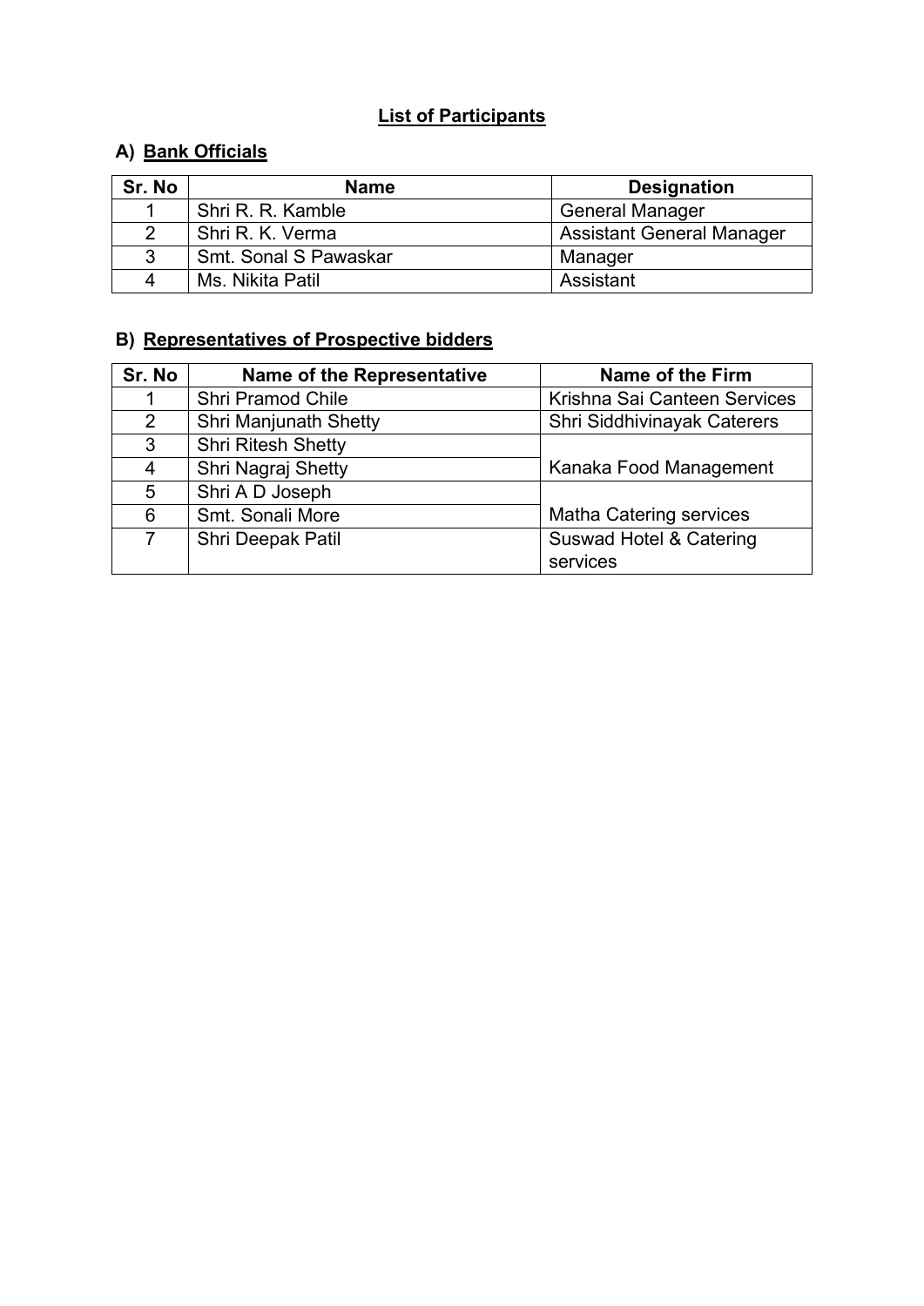## List of Participants

### A) Bank Officials

| Sr. No | Name | Designation |
|---|---|---|
| 1 | Shri R. R. Kamble | General Manager |
| 2 | Shri R. K. Verma | Assistant General Manager |
| 3 | Smt. Sonal S Pawaskar | Manager |
| 4 | Ms. Nikita Patil | Assistant |

### B) Representatives of Prospective bidders

| Sr. No | Name of the Representative | Name of the Firm |
|---|---|---|
| 1 | Shri Pramod Chile | Krishna Sai Canteen Services |
| 2 | Shri Manjunath Shetty | Shri Siddhivinayak Caterers |
| 3 | Shri Ritesh Shetty | Kanaka Food Management |
| 4 | Shri Nagraj Shetty | |
| 5 | Shri A D Joseph | Matha Catering services |
| 6 | Smt. Sonali More | |
| 7 | Shri Deepak Patil | Suswad Hotel & Catering services |